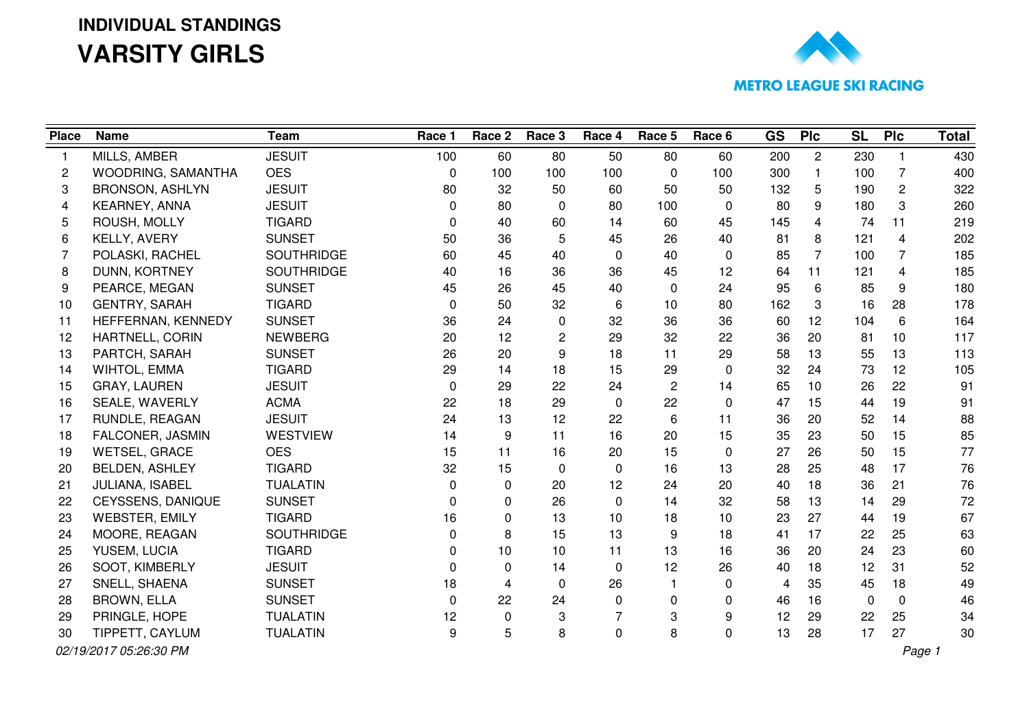# INDIVIDUAL STANDINGS

# VARSITY GIRLS

METRO LEAGUE SKI RACING

| Place | Name | Team | Race 1 | Race 2 | Race 3 | Race 4 | Race 5 | Race 6 | GS | Plc | SL | Plc | Total |
|---|---|---|---|---|---|---|---|---|---|---|---|---|---|
| 1 | MILLS, AMBER | JESUIT | 100 | 60 | 80 | 50 | 80 | 60 | 200 | 2 | 230 | 1 | 430 |
| 2 | WOODRING, SAMANTHA | OES | 0 | 100 | 100 | 100 | 0 | 100 | 300 | 1 | 100 | 7 | 400 |
| 3 | BRONSON, ASHLYN | JESUIT | 80 | 32 | 50 | 60 | 50 | 50 | 132 | 5 | 190 | 2 | 322 |
| 4 | KEARNEY, ANNA | JESUIT | 0 | 80 | 0 | 80 | 100 | 0 | 80 | 9 | 180 | 3 | 260 |
| 5 | ROUSH, MOLLY | TIGARD | 0 | 40 | 60 | 14 | 60 | 45 | 145 | 4 | 74 | 11 | 219 |
| 6 | KELLY, AVERY | SUNSET | 50 | 36 | 5 | 45 | 26 | 40 | 81 | 8 | 121 | 4 | 202 |
| 7 | POLASKI, RACHEL | SOUTHRIDGE | 60 | 45 | 40 | 0 | 40 | 0 | 85 | 7 | 100 | 7 | 185 |
| 8 | DUNN, KORTNEY | SOUTHRIDGE | 40 | 16 | 36 | 36 | 45 | 12 | 64 | 11 | 121 | 4 | 185 |
| 9 | PEARCE, MEGAN | SUNSET | 45 | 26 | 45 | 40 | 0 | 24 | 95 | 6 | 85 | 9 | 180 |
| 10 | GENTRY, SARAH | TIGARD | 0 | 50 | 32 | 6 | 10 | 80 | 162 | 3 | 16 | 28 | 178 |
| 11 | HEFFERNAN, KENNEDY | SUNSET | 36 | 24 | 0 | 32 | 36 | 36 | 60 | 12 | 104 | 6 | 164 |
| 12 | HARTNELL, CORIN | NEWBERG | 20 | 12 | 2 | 29 | 32 | 22 | 36 | 20 | 81 | 10 | 117 |
| 13 | PARTCH, SARAH | SUNSET | 26 | 20 | 9 | 18 | 11 | 29 | 58 | 13 | 55 | 13 | 113 |
| 14 | WIHTOL, EMMA | TIGARD | 29 | 14 | 18 | 15 | 29 | 0 | 32 | 24 | 73 | 12 | 105 |
| 15 | GRAY, LAUREN | JESUIT | 0 | 29 | 22 | 24 | 2 | 14 | 65 | 10 | 26 | 22 | 91 |
| 16 | SEALE, WAVERLY | ACMA | 22 | 18 | 29 | 0 | 22 | 0 | 47 | 15 | 44 | 19 | 91 |
| 17 | RUNDLE, REAGAN | JESUIT | 24 | 13 | 12 | 22 | 6 | 11 | 36 | 20 | 52 | 14 | 88 |
| 18 | FALCONER, JASMIN | WESTVIEW | 14 | 9 | 11 | 16 | 20 | 15 | 35 | 23 | 50 | 15 | 85 |
| 19 | WETSEL, GRACE | OES | 15 | 11 | 16 | 20 | 15 | 0 | 27 | 26 | 50 | 15 | 77 |
| 20 | BELDEN, ASHLEY | TIGARD | 32 | 15 | 0 | 0 | 16 | 13 | 28 | 25 | 48 | 17 | 76 |
| 21 | JULIANA, ISABEL | TUALATIN | 0 | 0 | 20 | 12 | 24 | 20 | 40 | 18 | 36 | 21 | 76 |
| 22 | CEYSSENS, DANIQUE | SUNSET | 0 | 0 | 26 | 0 | 14 | 32 | 58 | 13 | 14 | 29 | 72 |
| 23 | WEBSTER, EMILY | TIGARD | 16 | 0 | 13 | 10 | 18 | 10 | 23 | 27 | 44 | 19 | 67 |
| 24 | MOORE, REAGAN | SOUTHRIDGE | 0 | 8 | 15 | 13 | 9 | 18 | 41 | 17 | 22 | 25 | 63 |
| 25 | YUSEM, LUCIA | TIGARD | 0 | 10 | 10 | 11 | 13 | 16 | 36 | 20 | 24 | 23 | 60 |
| 26 | SOOT, KIMBERLY | JESUIT | 0 | 0 | 14 | 0 | 12 | 26 | 40 | 18 | 12 | 31 | 52 |
| 27 | SNELL, SHAENA | SUNSET | 18 | 4 | 0 | 26 | 1 | 0 | 4 | 35 | 45 | 18 | 49 |
| 28 | BROWN, ELLA | SUNSET | 0 | 22 | 24 | 0 | 0 | 0 | 46 | 16 | 0 | 0 | 46 |
| 29 | PRINGLE, HOPE | TUALATIN | 12 | 0 | 3 | 7 | 3 | 9 | 12 | 29 | 22 | 25 | 34 |
| 30 | TIPPETT, CAYLUM | TUALATIN | 9 | 5 | 8 | 0 | 8 | 0 | 13 | 28 | 17 | 27 | 30 |

*02/19/2017 05:26:30 PM*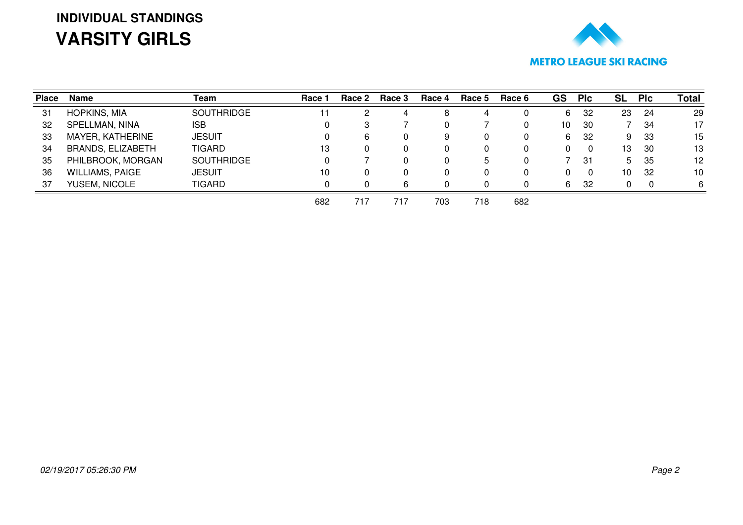**INDIVIDUAL STANDINGS**

# VARSITY GIRLS

METRO LEAGUE SKI RACING

| Place | Name | Team | Race 1 | Race 2 | Race 3 | Race 4 | Race 5 | Race 6 | GS | Plc | SL | Plc | Total |
|---|---|---|---|---|---|---|---|---|---|---|---|---|---|
| 31 | HOPKINS, MIA | SOUTHRIDGE | 11 | 2 | 4 | 8 | 4 | 0 | 6 | 32 | 23 | 24 | 29 |
| 32 | SPELLMAN, NINA | ISB | 0 | 3 | 7 | 0 | 7 | 0 | 10 | 30 | 7 | 34 | 17 |
| 33 | MAYER, KATHERINE | JESUIT | 0 | 6 | 0 | 9 | 0 | 0 | 6 | 32 | 9 | 33 | 15 |
| 34 | BRANDS, ELIZABETH | TIGARD | 13 | 0 | 0 | 0 | 0 | 0 | 0 | 0 | 13 | 30 | 13 |
| 35 | PHILBROOK, MORGAN | SOUTHRIDGE | 0 | 7 | 0 | 0 | 5 | 0 | 7 | 31 | 5 | 35 | 12 |
| 36 | WILLIAMS, PAIGE | JESUIT | 10 | 0 | 0 | 0 | 0 | 0 | 0 | 0 | 10 | 32 | 10 |
| 37 | YUSEM, NICOLE | TIGARD | 0 | 0 | 6 | 0 | 0 | 0 | 6 | 32 | 0 | 0 | 6 |
| | | | 682 | 717 | 717 | 703 | 718 | 682 | | | | | |

*02/19/2017 05:26:30 PM*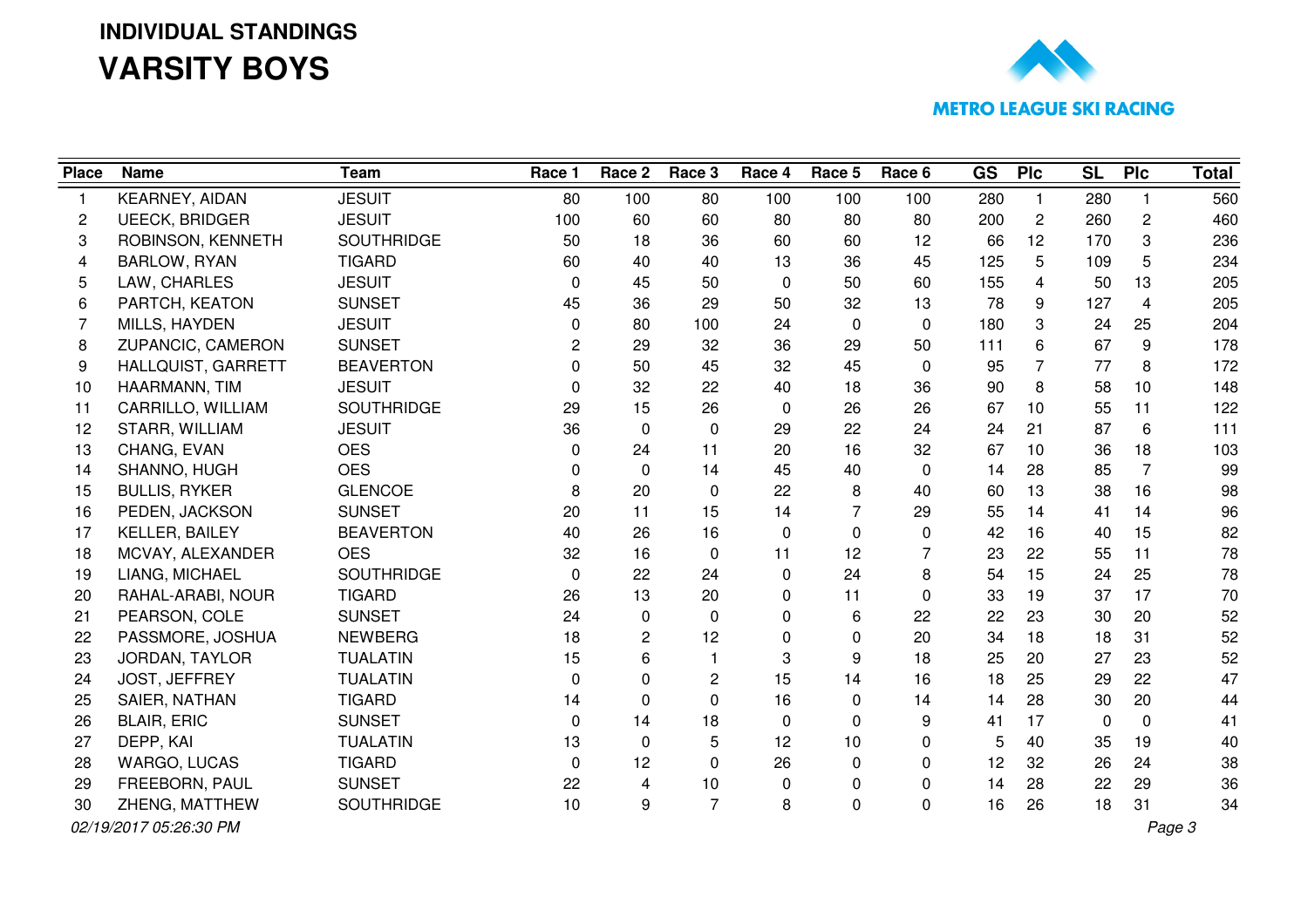# INDIVIDUAL STANDINGS

# VARSITY BOYS

METRO LEAGUE SKI RACING

| Place | Name | Team | Race 1 | Race 2 | Race 3 | Race 4 | Race 5 | Race 6 | GS | Plc | SL | Plc | Total |
|---|---|---|---|---|---|---|---|---|---|---|---|---|---|
| 1 | KEARNEY, AIDAN | JESUIT | 80 | 100 | 80 | 100 | 100 | 100 | 280 | 1 | 280 | 1 | 560 |
| 2 | UEECK, BRIDGER | JESUIT | 100 | 60 | 60 | 80 | 80 | 80 | 200 | 2 | 260 | 2 | 460 |
| 3 | ROBINSON, KENNETH | SOUTHRIDGE | 50 | 18 | 36 | 60 | 60 | 12 | 66 | 12 | 170 | 3 | 236 |
| 4 | BARLOW, RYAN | TIGARD | 60 | 40 | 40 | 13 | 36 | 45 | 125 | 5 | 109 | 5 | 234 |
| 5 | LAW, CHARLES | JESUIT | 0 | 45 | 50 | 0 | 50 | 60 | 155 | 4 | 50 | 13 | 205 |
| 6 | PARTCH, KEATON | SUNSET | 45 | 36 | 29 | 50 | 32 | 13 | 78 | 9 | 127 | 4 | 205 |
| 7 | MILLS, HAYDEN | JESUIT | 0 | 80 | 100 | 24 | 0 | 0 | 180 | 3 | 24 | 25 | 204 |
| 8 | ZUPANCIC, CAMERON | SUNSET | 2 | 29 | 32 | 36 | 29 | 50 | 111 | 6 | 67 | 9 | 178 |
| 9 | HALLQUIST, GARRETT | BEAVERTON | 0 | 50 | 45 | 32 | 45 | 0 | 95 | 7 | 77 | 8 | 172 |
| 10 | HAARMANN, TIM | JESUIT | 0 | 32 | 22 | 40 | 18 | 36 | 90 | 8 | 58 | 10 | 148 |
| 11 | CARRILLO, WILLIAM | SOUTHRIDGE | 29 | 15 | 26 | 0 | 26 | 26 | 67 | 10 | 55 | 11 | 122 |
| 12 | STARR, WILLIAM | JESUIT | 36 | 0 | 0 | 29 | 22 | 24 | 24 | 21 | 87 | 6 | 111 |
| 13 | CHANG, EVAN | OES | 0 | 24 | 11 | 20 | 16 | 32 | 67 | 10 | 36 | 18 | 103 |
| 14 | SHANNO, HUGH | OES | 0 | 0 | 14 | 45 | 40 | 0 | 14 | 28 | 85 | 7 | 99 |
| 15 | BULLIS, RYKER | GLENCOE | 8 | 20 | 0 | 22 | 8 | 40 | 60 | 13 | 38 | 16 | 98 |
| 16 | PEDEN, JACKSON | SUNSET | 20 | 11 | 15 | 14 | 7 | 29 | 55 | 14 | 41 | 14 | 96 |
| 17 | KELLER, BAILEY | BEAVERTON | 40 | 26 | 16 | 0 | 0 | 0 | 42 | 16 | 40 | 15 | 82 |
| 18 | MCVAY, ALEXANDER | OES | 32 | 16 | 0 | 11 | 12 | 7 | 23 | 22 | 55 | 11 | 78 |
| 19 | LIANG, MICHAEL | SOUTHRIDGE | 0 | 22 | 24 | 0 | 24 | 8 | 54 | 15 | 24 | 25 | 78 |
| 20 | RAHAL-ARABI, NOUR | TIGARD | 26 | 13 | 20 | 0 | 11 | 0 | 33 | 19 | 37 | 17 | 70 |
| 21 | PEARSON, COLE | SUNSET | 24 | 0 | 0 | 0 | 6 | 22 | 22 | 23 | 30 | 20 | 52 |
| 22 | PASSMORE, JOSHUA | NEWBERG | 18 | 2 | 12 | 0 | 0 | 20 | 34 | 18 | 18 | 31 | 52 |
| 23 | JORDAN, TAYLOR | TUALATIN | 15 | 6 | 1 | 3 | 9 | 18 | 25 | 20 | 27 | 23 | 52 |
| 24 | JOST, JEFFREY | TUALATIN | 0 | 0 | 2 | 15 | 14 | 16 | 18 | 25 | 29 | 22 | 47 |
| 25 | SAIER, NATHAN | TIGARD | 14 | 0 | 0 | 16 | 0 | 14 | 14 | 28 | 30 | 20 | 44 |
| 26 | BLAIR, ERIC | SUNSET | 0 | 14 | 18 | 0 | 0 | 9 | 41 | 17 | 0 | 0 | 41 |
| 27 | DEPP, KAI | TUALATIN | 13 | 0 | 5 | 12 | 10 | 0 | 5 | 40 | 35 | 19 | 40 |
| 28 | WARGO, LUCAS | TIGARD | 0 | 12 | 0 | 26 | 0 | 0 | 12 | 32 | 26 | 24 | 38 |
| 29 | FREEBORN, PAUL | SUNSET | 22 | 4 | 10 | 0 | 0 | 0 | 14 | 28 | 22 | 29 | 36 |
| 30 | ZHENG, MATTHEW | SOUTHRIDGE | 10 | 9 | 7 | 8 | 0 | 0 | 16 | 26 | 18 | 31 | 34 |

*02/19/2017 05:26:30 PM*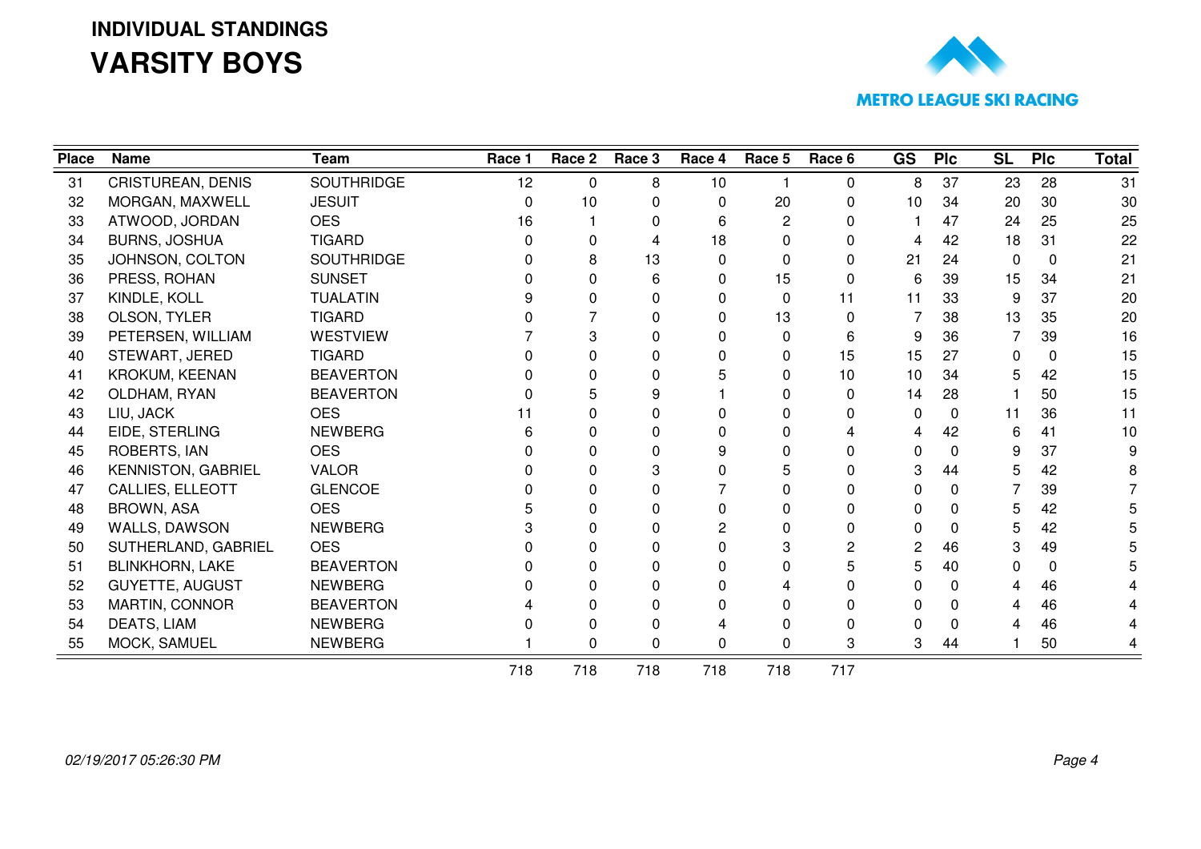# INDIVIDUAL STANDINGS

# VARSITY BOYS

METRO LEAGUE SKI RACING

| Place | Name | Team | Race 1 | Race 2 | Race 3 | Race 4 | Race 5 | Race 6 | GS | Plc | SL | Plc | Total |
|---|---|---|---|---|---|---|---|---|---|---|---|---|---|
| 31 | CRISTUREAN, DENIS | SOUTHRIDGE | 12 | 0 | 8 | 10 | 1 | 0 | 8 | 37 | 23 | 28 | 31 |
| 32 | MORGAN, MAXWELL | JESUIT | 0 | 10 | 0 | 0 | 20 | 0 | 10 | 34 | 20 | 30 | 30 |
| 33 | ATWOOD, JORDAN | OES | 16 | 1 | 0 | 6 | 2 | 0 | 1 | 47 | 24 | 25 | 25 |
| 34 | BURNS, JOSHUA | TIGARD | 0 | 0 | 4 | 18 | 0 | 0 | 4 | 42 | 18 | 31 | 22 |
| 35 | JOHNSON, COLTON | SOUTHRIDGE | 0 | 8 | 13 | 0 | 0 | 0 | 21 | 24 | 0 | 0 | 21 |
| 36 | PRESS, ROHAN | SUNSET | 0 | 0 | 6 | 0 | 15 | 0 | 6 | 39 | 15 | 34 | 21 |
| 37 | KINDLE, KOLL | TUALATIN | 9 | 0 | 0 | 0 | 0 | 11 | 11 | 33 | 9 | 37 | 20 |
| 38 | OLSON, TYLER | TIGARD | 0 | 7 | 0 | 0 | 13 | 0 | 7 | 38 | 13 | 35 | 20 |
| 39 | PETERSEN, WILLIAM | WESTVIEW | 7 | 3 | 0 | 0 | 0 | 6 | 9 | 36 | 7 | 39 | 16 |
| 40 | STEWART, JERED | TIGARD | 0 | 0 | 0 | 0 | 0 | 15 | 15 | 27 | 0 | 0 | 15 |
| 41 | KROKUM, KEENAN | BEAVERTON | 0 | 0 | 0 | 5 | 0 | 10 | 10 | 34 | 5 | 42 | 15 |
| 42 | OLDHAM, RYAN | BEAVERTON | 0 | 5 | 9 | 1 | 0 | 0 | 14 | 28 | 1 | 50 | 15 |
| 43 | LIU, JACK | OES | 11 | 0 | 0 | 0 | 0 | 0 | 0 | 0 | 11 | 36 | 11 |
| 44 | EIDE, STERLING | NEWBERG | 6 | 0 | 0 | 0 | 0 | 4 | 4 | 42 | 6 | 41 | 10 |
| 45 | ROBERTS, IAN | OES | 0 | 0 | 0 | 9 | 0 | 0 | 0 | 0 | 9 | 37 | 9 |
| 46 | KENNISTON, GABRIEL | VALOR | 0 | 0 | 3 | 0 | 5 | 0 | 3 | 44 | 5 | 42 | 8 |
| 47 | CALLIES, ELLEOTT | GLENCOE | 0 | 0 | 0 | 7 | 0 | 0 | 0 | 0 | 7 | 39 | 7 |
| 48 | BROWN, ASA | OES | 5 | 0 | 0 | 0 | 0 | 0 | 0 | 0 | 5 | 42 | 5 |
| 49 | WALLS, DAWSON | NEWBERG | 3 | 0 | 0 | 2 | 0 | 0 | 0 | 0 | 5 | 42 | 5 |
| 50 | SUTHERLAND, GABRIEL | OES | 0 | 0 | 0 | 0 | 3 | 2 | 2 | 46 | 3 | 49 | 5 |
| 51 | BLINKHORN, LAKE | BEAVERTON | 0 | 0 | 0 | 0 | 0 | 5 | 5 | 40 | 0 | 0 | 5 |
| 52 | GUYETTE, AUGUST | NEWBERG | 0 | 0 | 0 | 0 | 4 | 0 | 0 | 0 | 4 | 46 | 4 |
| 53 | MARTIN, CONNOR | BEAVERTON | 4 | 0 | 0 | 0 | 0 | 0 | 0 | 0 | 4 | 46 | 4 |
| 54 | DEATS, LIAM | NEWBERG | 0 | 0 | 0 | 4 | 0 | 0 | 0 | 0 | 4 | 46 | 4 |
| 55 | MOCK, SAMUEL | NEWBERG | 1 | 0 | 0 | 0 | 0 | 3 | 3 | 44 | 1 | 50 | 4 |
| | | | 718 | 718 | 718 | 718 | 718 | 717 | | | | | |

*02/19/2017 05:26:30 PM*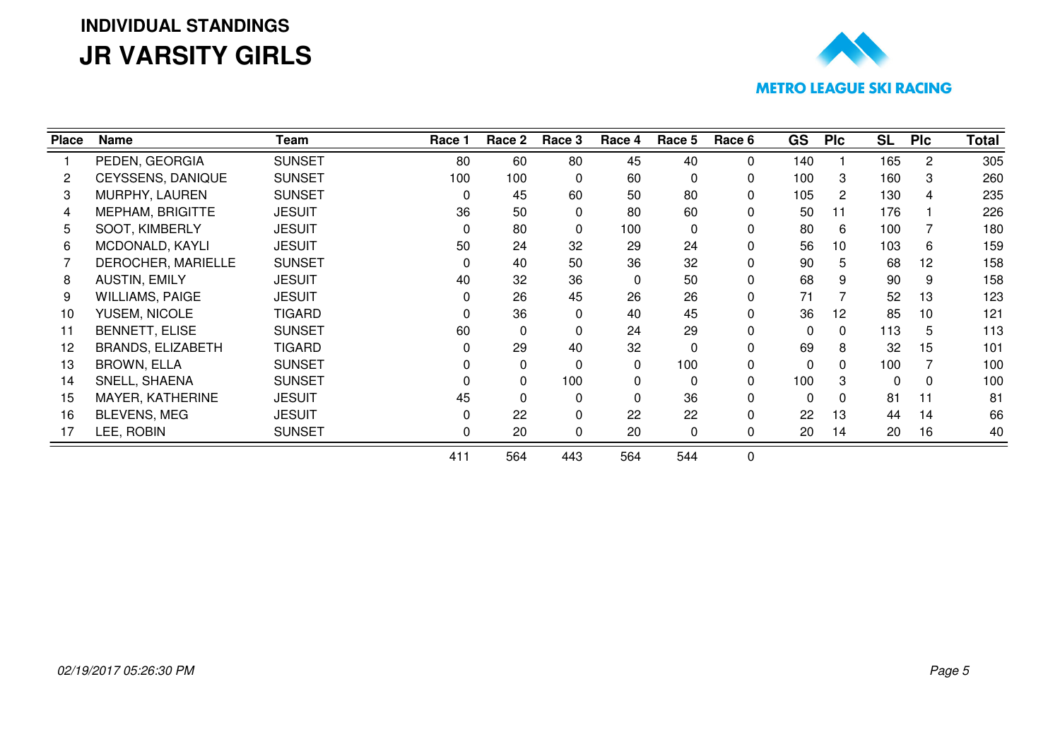# INDIVIDUAL STANDINGS

# JR VARSITY GIRLS

METRO LEAGUE SKI RACING

| Place | Name | Team | Race 1 | Race 2 | Race 3 | Race 4 | Race 5 | Race 6 | GS | Plc | SL | Plc | Total |
|---|---|---|---|---|---|---|---|---|---|---|---|---|---|
| 1 | PEDEN, GEORGIA | SUNSET | 80 | 60 | 80 | 45 | 40 | 0 | 140 | 1 | 165 | 2 | 305 |
| 2 | CEYSSENS, DANIQUE | SUNSET | 100 | 100 | 0 | 60 | 0 | 0 | 100 | 3 | 160 | 3 | 260 |
| 3 | MURPHY, LAUREN | SUNSET | 0 | 45 | 60 | 50 | 80 | 0 | 105 | 2 | 130 | 4 | 235 |
| 4 | MEPHAM, BRIGITTE | JESUIT | 36 | 50 | 0 | 80 | 60 | 0 | 50 | 11 | 176 | 1 | 226 |
| 5 | SOOT, KIMBERLY | JESUIT | 0 | 80 | 0 | 100 | 0 | 0 | 80 | 6 | 100 | 7 | 180 |
| 6 | MCDONALD, KAYLI | JESUIT | 50 | 24 | 32 | 29 | 24 | 0 | 56 | 10 | 103 | 6 | 159 |
| 7 | DEROCHER, MARIELLE | SUNSET | 0 | 40 | 50 | 36 | 32 | 0 | 90 | 5 | 68 | 12 | 158 |
| 8 | AUSTIN, EMILY | JESUIT | 40 | 32 | 36 | 0 | 50 | 0 | 68 | 9 | 90 | 9 | 158 |
| 9 | WILLIAMS, PAIGE | JESUIT | 0 | 26 | 45 | 26 | 26 | 0 | 71 | 7 | 52 | 13 | 123 |
| 10 | YUSEM, NICOLE | TIGARD | 0 | 36 | 0 | 40 | 45 | 0 | 36 | 12 | 85 | 10 | 121 |
| 11 | BENNETT, ELISE | SUNSET | 60 | 0 | 0 | 24 | 29 | 0 | 0 | 0 | 113 | 5 | 113 |
| 12 | BRANDS, ELIZABETH | TIGARD | 0 | 29 | 40 | 32 | 0 | 0 | 69 | 8 | 32 | 15 | 101 |
| 13 | BROWN, ELLA | SUNSET | 0 | 0 | 0 | 0 | 100 | 0 | 0 | 0 | 100 | 7 | 100 |
| 14 | SNELL, SHAENA | SUNSET | 0 | 0 | 100 | 0 | 0 | 0 | 100 | 3 | 0 | 0 | 100 |
| 15 | MAYER, KATHERINE | JESUIT | 45 | 0 | 0 | 0 | 36 | 0 | 0 | 0 | 81 | 11 | 81 |
| 16 | BLEVENS, MEG | JESUIT | 0 | 22 | 0 | 22 | 22 | 0 | 22 | 13 | 44 | 14 | 66 |
| 17 | LEE, ROBIN | SUNSET | 0 | 20 | 0 | 20 | 0 | 0 | 20 | 14 | 20 | 16 | 40 |
| | | | 411 | 564 | 443 | 564 | 544 | 0 | | | | | |

*02/19/2017 05:26:30 PM*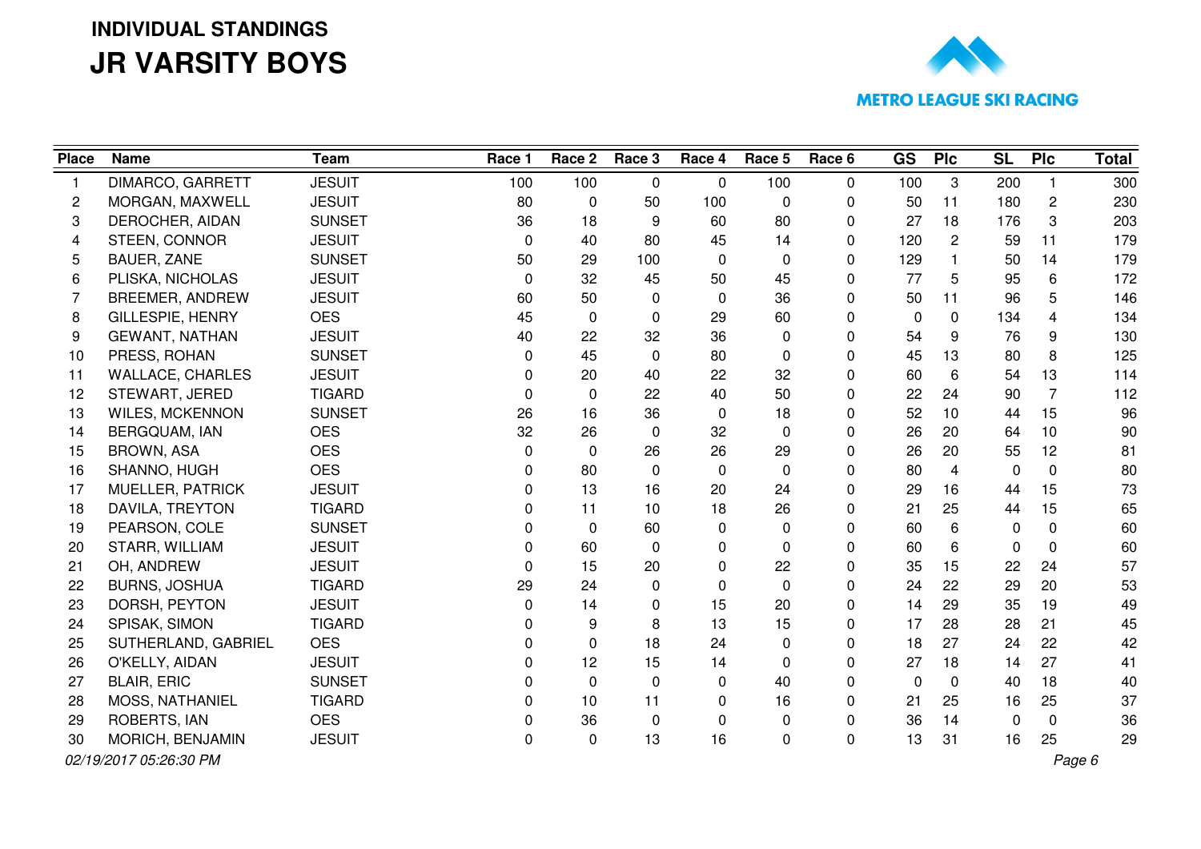## INDIVIDUAL STANDINGS

# JR VARSITY BOYS

METRO LEAGUE SKI RACING

| Place | Name | Team | Race 1 | Race 2 | Race 3 | Race 4 | Race 5 | Race 6 | GS | Plc | SL | Plc | Total |
|---|---|---|---|---|---|---|---|---|---|---|---|---|---|
| 1 | DIMARCO, GARRETT | JESUIT | 100 | 100 | 0 | 0 | 100 | 0 | 100 | 3 | 200 | 1 | 300 |
| 2 | MORGAN, MAXWELL | JESUIT | 80 | 0 | 50 | 100 | 0 | 0 | 50 | 11 | 180 | 2 | 230 |
| 3 | DEROCHER, AIDAN | SUNSET | 36 | 18 | 9 | 60 | 80 | 0 | 27 | 18 | 176 | 3 | 203 |
| 4 | STEEN, CONNOR | JESUIT | 0 | 40 | 80 | 45 | 14 | 0 | 120 | 2 | 59 | 11 | 179 |
| 5 | BAUER, ZANE | SUNSET | 50 | 29 | 100 | 0 | 0 | 0 | 129 | 1 | 50 | 14 | 179 |
| 6 | PLISKA, NICHOLAS | JESUIT | 0 | 32 | 45 | 50 | 45 | 0 | 77 | 5 | 95 | 6 | 172 |
| 7 | BREEMER, ANDREW | JESUIT | 60 | 50 | 0 | 0 | 36 | 0 | 50 | 11 | 96 | 5 | 146 |
| 8 | GILLESPIE, HENRY | OES | 45 | 0 | 0 | 29 | 60 | 0 | 0 | 0 | 134 | 4 | 134 |
| 9 | GEWANT, NATHAN | JESUIT | 40 | 22 | 32 | 36 | 0 | 0 | 54 | 9 | 76 | 9 | 130 |
| 10 | PRESS, ROHAN | SUNSET | 0 | 45 | 0 | 80 | 0 | 0 | 45 | 13 | 80 | 8 | 125 |
| 11 | WALLACE, CHARLES | JESUIT | 0 | 20 | 40 | 22 | 32 | 0 | 60 | 6 | 54 | 13 | 114 |
| 12 | STEWART, JERED | TIGARD | 0 | 0 | 22 | 40 | 50 | 0 | 22 | 24 | 90 | 7 | 112 |
| 13 | WILES, MCKENNON | SUNSET | 26 | 16 | 36 | 0 | 18 | 0 | 52 | 10 | 44 | 15 | 96 |
| 14 | BERGQUAM, IAN | OES | 32 | 26 | 0 | 32 | 0 | 0 | 26 | 20 | 64 | 10 | 90 |
| 15 | BROWN, ASA | OES | 0 | 0 | 26 | 26 | 29 | 0 | 26 | 20 | 55 | 12 | 81 |
| 16 | SHANNO, HUGH | OES | 0 | 80 | 0 | 0 | 0 | 0 | 80 | 4 | 0 | 0 | 80 |
| 17 | MUELLER, PATRICK | JESUIT | 0 | 13 | 16 | 20 | 24 | 0 | 29 | 16 | 44 | 15 | 73 |
| 18 | DAVILA, TREYTON | TIGARD | 0 | 11 | 10 | 18 | 26 | 0 | 21 | 25 | 44 | 15 | 65 |
| 19 | PEARSON, COLE | SUNSET | 0 | 0 | 60 | 0 | 0 | 0 | 60 | 6 | 0 | 0 | 60 |
| 20 | STARR, WILLIAM | JESUIT | 0 | 60 | 0 | 0 | 0 | 0 | 60 | 6 | 0 | 0 | 60 |
| 21 | OH, ANDREW | JESUIT | 0 | 15 | 20 | 0 | 22 | 0 | 35 | 15 | 22 | 24 | 57 |
| 22 | BURNS, JOSHUA | TIGARD | 29 | 24 | 0 | 0 | 0 | 0 | 24 | 22 | 29 | 20 | 53 |
| 23 | DORSH, PEYTON | JESUIT | 0 | 14 | 0 | 15 | 20 | 0 | 14 | 29 | 35 | 19 | 49 |
| 24 | SPISAK, SIMON | TIGARD | 0 | 9 | 8 | 13 | 15 | 0 | 17 | 28 | 28 | 21 | 45 |
| 25 | SUTHERLAND, GABRIEL | OES | 0 | 0 | 18 | 24 | 0 | 0 | 18 | 27 | 24 | 22 | 42 |
| 26 | O'KELLY, AIDAN | JESUIT | 0 | 12 | 15 | 14 | 0 | 0 | 27 | 18 | 14 | 27 | 41 |
| 27 | BLAIR, ERIC | SUNSET | 0 | 0 | 0 | 0 | 40 | 0 | 0 | 0 | 40 | 18 | 40 |
| 28 | MOSS, NATHANIEL | TIGARD | 0 | 10 | 11 | 0 | 16 | 0 | 21 | 25 | 16 | 25 | 37 |
| 29 | ROBERTS, IAN | OES | 0 | 36 | 0 | 0 | 0 | 0 | 36 | 14 | 0 | 0 | 36 |
| 30 | MORICH, BENJAMIN | JESUIT | 0 | 0 | 13 | 16 | 0 | 0 | 13 | 31 | 16 | 25 | 29 |

*02/19/2017 05:26:30 PM*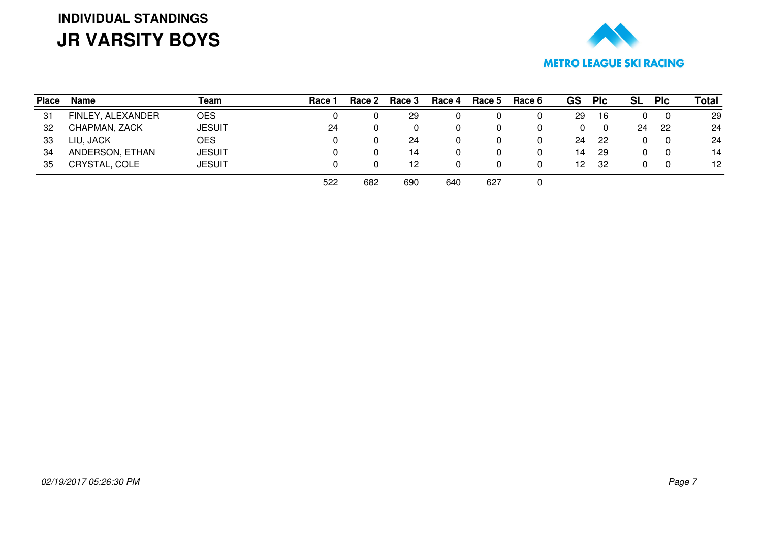## INDIVIDUAL STANDINGS

# JR VARSITY BOYS

METRO LEAGUE SKI RACING

| Place | Name | Team | Race 1 | Race 2 | Race 3 | Race 4 | Race 5 | Race 6 | GS | Plc | SL | Plc | Total |
|---|---|---|---|---|---|---|---|---|---|---|---|---|---|
| 31 | FINLEY, ALEXANDER | OES | 0 | 0 | 29 | 0 | 0 | 0 | 29 | 16 | 0 | 0 | 29 |
| 32 | CHAPMAN, ZACK | JESUIT | 24 | 0 | 0 | 0 | 0 | 0 | 0 | 0 | 24 | 22 | 24 |
| 33 | LIU, JACK | OES | 0 | 0 | 24 | 0 | 0 | 0 | 24 | 22 | 0 | 0 | 24 |
| 34 | ANDERSON, ETHAN | JESUIT | 0 | 0 | 14 | 0 | 0 | 0 | 14 | 29 | 0 | 0 | 14 |
| 35 | CRYSTAL, COLE | JESUIT | 0 | 0 | 12 | 0 | 0 | 0 | 12 | 32 | 0 | 0 | 12 |
| | | | 522 | 682 | 690 | 640 | 627 | 0 | | | | | |

*02/19/2017 05:26:30 PM*